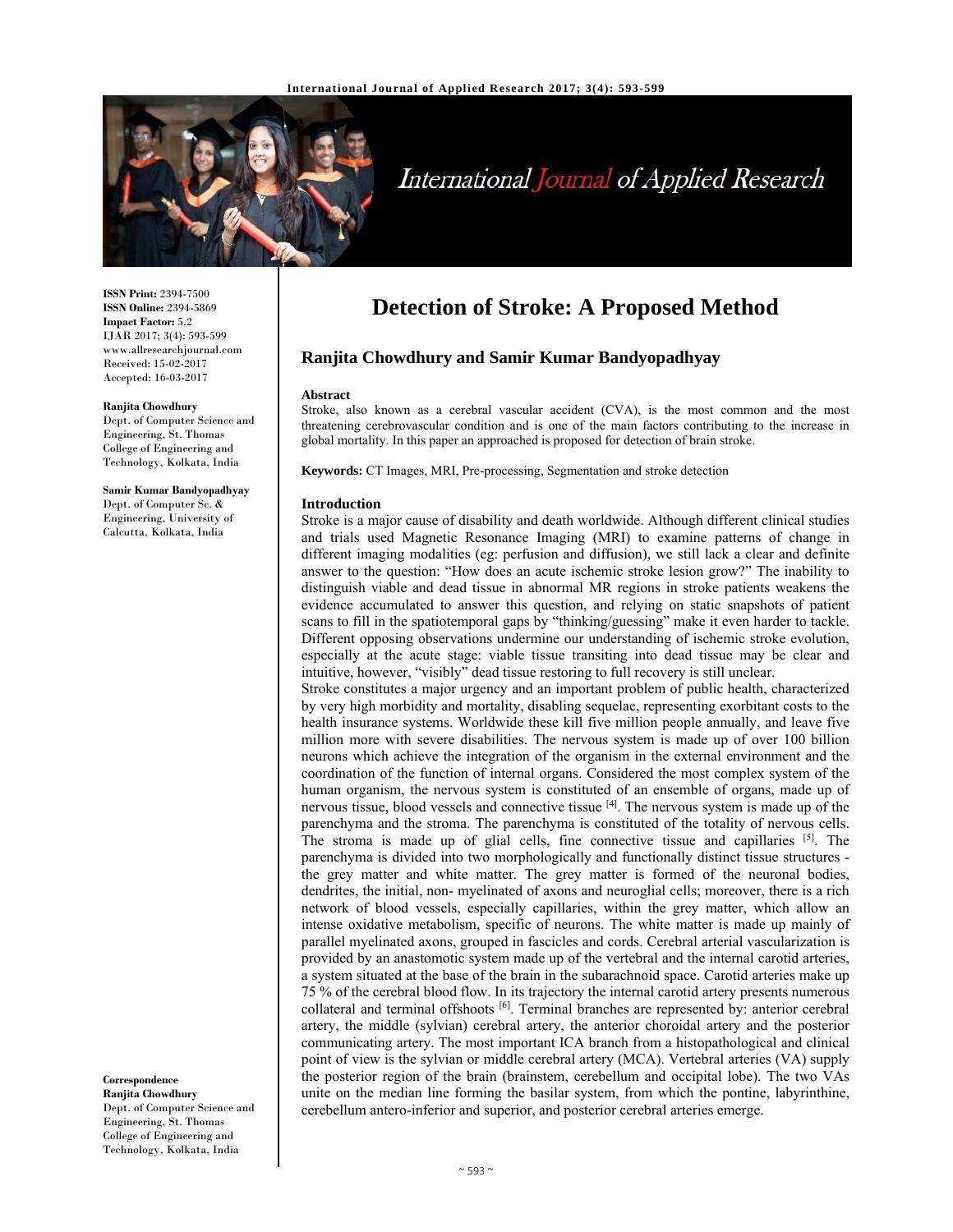ISSN Print: 2394-7500
ISSN Online: 2394-5869
Impact Factor: 5.2
IJAR 2017; 3(4): 593-599
www.allresearchjournal.com
Received: 15-02-2017
Accepted: 16-03-2017

**Ranjita Chowdhury**
Dept. of Computer Science and Engineering, St. Thomas College of Engineering and Technology, Kolkata, India

**Samir Kumar Bandyopadhyay**
Dept. of Computer Sc. & Engineering, University of Calcutta, Kolkata, India

**Correspondence**
**Ranjita Chowdhury**
Dept. of Computer Science and Engineering, St. Thomas College of Engineering and Technology, Kolkata, India

# Detection of Stroke: A Proposed Method

**Ranjita Chowdhury and Samir Kumar Bandyopadhyay**

### Abstract

Stroke, also known as a cerebral vascular accident (CVA), is the most common and the most threatening cerebrovascular condition and is one of the main factors contributing to the increase in global mortality. In this paper an approached is proposed for detection of brain stroke.

**Keywords:** CT Images, MRI, Pre-processing, Segmentation and stroke detection

## Introduction

Stroke is a major cause of disability and death worldwide. Although different clinical studies and trials used Magnetic Resonance Imaging (MRI) to examine patterns of change in different imaging modalities (eg: perfusion and diffusion), we still lack a clear and definite answer to the question: "How does an acute ischemic stroke lesion grow?" The inability to distinguish viable and dead tissue in abnormal MR regions in stroke patients weakens the evidence accumulated to answer this question, and relying on static snapshots of patient scans to fill in the spatiotemporal gaps by "thinking/guessing" make it even harder to tackle. Different opposing observations undermine our understanding of ischemic stroke evolution, especially at the acute stage: viable tissue transiting into dead tissue may be clear and intuitive, however, "visibly" dead tissue restoring to full recovery is still unclear.

Stroke constitutes a major urgency and an important problem of public health, characterized by very high morbidity and mortality, disabling sequelae, representing exorbitant costs to the health insurance systems. Worldwide these kill five million people annually, and leave five million more with severe disabilities. The nervous system is made up of over 100 billion neurons which achieve the integration of the organism in the external environment and the coordination of the function of internal organs. Considered the most complex system of the human organism, the nervous system is constituted of an ensemble of organs, made up of nervous tissue, blood vessels and connective tissue [4]. The nervous system is made up of the parenchyma and the stroma. The parenchyma is constituted of the totality of nervous cells. The stroma is made up of glial cells, fine connective tissue and capillaries [5]. The parenchyma is divided into two morphologically and functionally distinct tissue structures - the grey matter and white matter. The grey matter is formed of the neuronal bodies, dendrites, the initial, non- myelinated of axons and neuroglial cells; moreover, there is a rich network of blood vessels, especially capillaries, within the grey matter, which allow an intense oxidative metabolism, specific of neurons. The white matter is made up mainly of parallel myelinated axons, grouped in fascicles and cords. Cerebral arterial vascularization is provided by an anastomotic system made up of the vertebral and the internal carotid arteries, a system situated at the base of the brain in the subarachnoid space. Carotid arteries make up 75 % of the cerebral blood flow. In its trajectory the internal carotid artery presents numerous collateral and terminal offshoots [6]. Terminal branches are represented by: anterior cerebral artery, the middle (sylvian) cerebral artery, the anterior choroidal artery and the posterior communicating artery. The most important ICA branch from a histopathological and clinical point of view is the sylvian or middle cerebral artery (MCA). Vertebral arteries (VA) supply the posterior region of the brain (brainstem, cerebellum and occipital lobe). The two VAs unite on the median line forming the basilar system, from which the pontine, labyrinthine, cerebellum antero-inferior and superior, and posterior cerebral arteries emerge.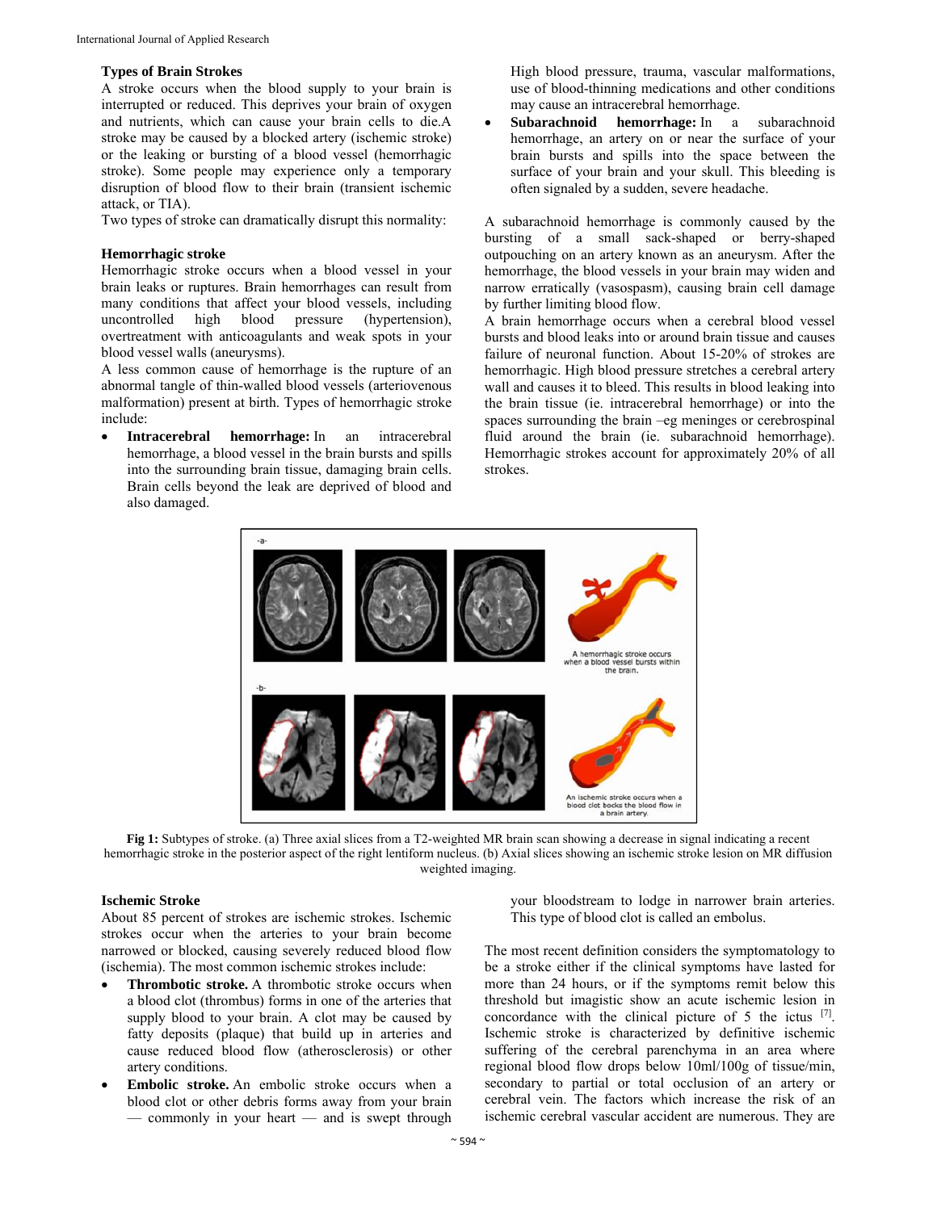### Types of Brain Strokes

A stroke occurs when the blood supply to your brain is interrupted or reduced. This deprives your brain of oxygen and nutrients, which can cause your brain cells to die.A stroke may be caused by a blocked artery (ischemic stroke) or the leaking or bursting of a blood vessel (hemorrhagic stroke). Some people may experience only a temporary disruption of blood flow to their brain (transient ischemic attack, or TIA).

Two types of stroke can dramatically disrupt this normality:

### Hemorrhagic stroke

Hemorrhagic stroke occurs when a blood vessel in your brain leaks or ruptures. Brain hemorrhages can result from many conditions that affect your blood vessels, including uncontrolled high blood pressure (hypertension), overtreatment with anticoagulants and weak spots in your blood vessel walls (aneurysms).

A less common cause of hemorrhage is the rupture of an abnormal tangle of thin-walled blood vessels (arteriovenous malformation) present at birth. Types of hemorrhagic stroke include:

- **Intracerebral hemorrhage:** In an intracerebral hemorrhage, a blood vessel in the brain bursts and spills into the surrounding brain tissue, damaging brain cells. Brain cells beyond the leak are deprived of blood and also damaged.

  High blood pressure, trauma, vascular malformations, use of blood-thinning medications and other conditions may cause an intracerebral hemorrhage.
- **Subarachnoid hemorrhage:** In a subarachnoid hemorrhage, an artery on or near the surface of your brain bursts and spills into the space between the surface of your brain and your skull. This bleeding is often signaled by a sudden, severe headache.

A subarachnoid hemorrhage is commonly caused by the bursting of a small sack-shaped or berry-shaped outpouching on an artery known as an aneurysm. After the hemorrhage, the blood vessels in your brain may widen and narrow erratically (vasospasm), causing brain cell damage by further limiting blood flow.

A brain hemorrhage occurs when a cerebral blood vessel bursts and blood leaks into or around brain tissue and causes failure of neuronal function. About 15-20% of strokes are hemorrhagic. High blood pressure stretches a cerebral artery wall and causes it to bleed. This results in blood leaking into the brain tissue (ie. intracerebral hemorrhage) or into the spaces surrounding the brain –eg meninges or cerebrospinal fluid around the brain (ie. subarachnoid hemorrhage). Hemorrhagic strokes account for approximately 20% of all strokes.

**Fig 1:** Subtypes of stroke. (a) Three axial slices from a T2-weighted MR brain scan showing a decrease in signal indicating a recent hemorrhagic stroke in the posterior aspect of the right lentiform nucleus. (b) Axial slices showing an ischemic stroke lesion on MR diffusion weighted imaging.

### Ischemic Stroke

About 85 percent of strokes are ischemic strokes. Ischemic strokes occur when the arteries to your brain become narrowed or blocked, causing severely reduced blood flow (ischemia). The most common ischemic strokes include:

- **Thrombotic stroke.** A thrombotic stroke occurs when a blood clot (thrombus) forms in one of the arteries that supply blood to your brain. A clot may be caused by fatty deposits (plaque) that build up in arteries and cause reduced blood flow (atherosclerosis) or other artery conditions.
- **Embolic stroke.** An embolic stroke occurs when a blood clot or other debris forms away from your brain — commonly in your heart — and is swept through your bloodstream to lodge in narrower brain arteries. This type of blood clot is called an embolus.

The most recent definition considers the symptomatology to be a stroke either if the clinical symptoms have lasted for more than 24 hours, or if the symptoms remit below this threshold but imagistic show an acute ischemic lesion in concordance with the clinical picture of 5 the ictus [7]. Ischemic stroke is characterized by definitive ischemic suffering of the cerebral parenchyma in an area where regional blood flow drops below 10ml/100g of tissue/min, secondary to partial or total occlusion of an artery or cerebral vein. The factors which increase the risk of an ischemic cerebral vascular accident are numerous. They are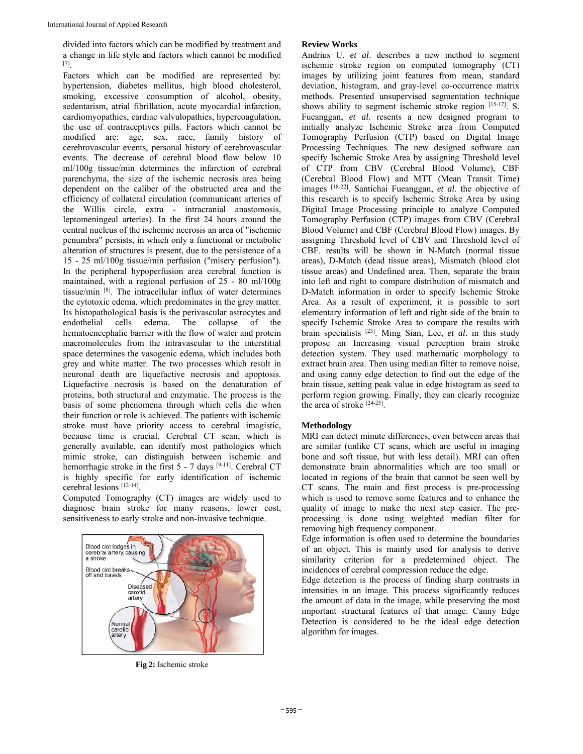divided into factors which can be modified by treatment and a change in life style and factors which cannot be modified [7].

Factors which can be modified are represented by: hypertension, diabetes mellitus, high blood cholesterol, smoking, excessive consumption of alcohol, obesity, sedentarism, atrial fibrillation, acute myocardial infarction, cardiomyopathies, cardiac valvulopathies, hypercoagulation, the use of contraceptives pills. Factors which cannot be modified are: age, sex, race, family history of cerebrovascular events, personal history of cerebrovascular events. The decrease of cerebral blood flow below 10 ml/100g tissue/min determines the infarction of cerebral parenchyma, the size of the ischemic necrosis area being dependent on the caliber of the obstructed area and the efficiency of collateral circulation (communicant arteries of the Willis circle, extra - intracranial anastomosis, leptomeningeal arteries). In the first 24 hours around the central nucleus of the ischemic necrosis an area of "ischemic penumbra" persists, in which only a functional or metabolic alteration of structures is present, due to the persistence of a 15 - 25 ml/100g tissue/min perfusion ("misery perfusion"). In the peripheral hypoperfusion area cerebral function is maintained, with a regional perfusion of 25 - 80 ml/100g tissue/min [8]. The intracellular influx of water determines the cytotoxic edema, which predominates in the grey matter. Its histopathological basis is the perivascular astrocytes and endothelial cells edema. The collapse of the hematoencephalic barrier with the flow of water and protein macromolecules from the intravascular to the interstitial space determines the vasogenic edema, which includes both grey and white matter. The two processes which result in neuronal death are liquefactive necrosis and apoptosis. Liquefactive necrosis is based on the denaturation of proteins, both structural and enzymatic. The process is the basis of some phenomena through which cells die when their function or role is achieved. The patients with ischemic stroke must have priority access to cerebral imagistic, because time is crucial. Cerebral CT scan, which is generally available, can identify most pathologies which mimic stroke, can distinguish between ischemic and hemorrhagic stroke in the first 5 - 7 days [9-11]. Cerebral CT is highly specific for early identification of ischemic cerebral lesions [12-14].

Computed Tomography (CT) images are widely used to diagnose brain stroke for many reasons, lower cost, sensitiveness to early stroke and non-invasive technique.

Blood clot lodges in cerebral artery, causing a stroke

Blood clot breaks off and travels

Diseased carotid artery

Normal carotid artery

**Fig 2:** Ischemic stroke

## Review Works

Andrius U. *et al*. describes a new method to segment ischemic stroke region on computed tomography (CT) images by utilizing joint features from mean, standard deviation, histogram, and gray-level co-occurrence matrix methods. Presented unsupervised segmentation technique shows ability to segment ischemic stroke region [15-17]. S. Fueanggan, *et al*. resents a new designed program to initially analyze Ischemic Stroke area from Computed Tomography Perfusion (CTP) based on Digital Image Processing Techniques. The new designed software can specify Ischemic Stroke Area by assigning Threshold level of CTP from CBV (Cerebral Blood Volume), CBF (Cerebral Blood Flow) and MTT (Mean Transit Time) images [18-22]. Santichai Fueanggan, *et al*. the objective of this research is to specify Ischemic Stroke Area by using Digital Image Processing principle to analyze Computed Tomography Perfusion (CTP) images from CBV (Cerebral Blood Volume) and CBF (Cerebral Blood Flow) images. By assigning Threshold level of CBV and Threshold level of CBF. results will be shown in N-Match (normal tissue areas), D-Match (dead tissue areas), Mismatch (blood clot tissue areas) and Undefined area. Then, separate the brain into left and right to compare distribution of mismatch and D-Match information in order to specify Ischemic Stroke Area. As a result of experiment, it is possible to sort elementary information of left and right side of the brain to specify Ischemic Stroke Area to compare the results with brain specialists [23]. Ming Sian, Lee, *et al*. in this study propose an Increasing visual perception brain stroke detection system. They used mathematic morphology to extract brain area. Then using median filter to remove noise, and using canny edge detection to find out the edge of the brain tissue, setting peak value in edge histogram as seed to perform region growing. Finally, they can clearly recognize the area of stroke [24-25].

## Methodology

MRI can detect minute differences, even between areas that are similar (unlike CT scans, which are useful in imaging bone and soft tissue, but with less detail). MRI can often demonstrate brain abnormalities which are too small or located in regions of the brain that cannot be seen well by CT scans. The main and first process is pre-processing which is used to remove some features and to enhance the quality of image to make the next step easier. The pre-processing is done using weighted median filter for removing high frequency component.

Edge information is often used to determine the boundaries of an object. This is mainly used for analysis to derive similarity criterion for a predetermined object. The incidences of cerebral compression reduce the edge.

Edge detection is the process of finding sharp contrasts in intensities in an image. This process significantly reduces the amount of data in the image, while preserving the most important structural features of that image. Canny Edge Detection is considered to be the ideal edge detection algorithm for images.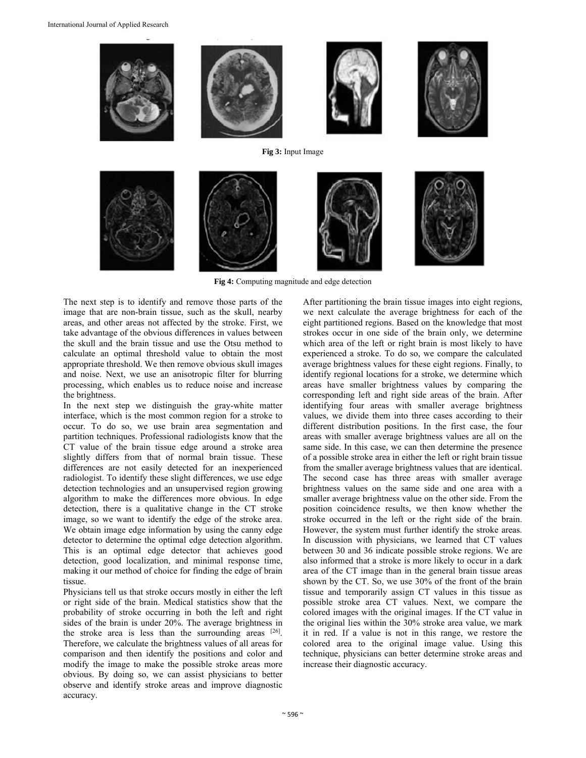Fig 3: Input Image

Fig 4: Computing magnitude and edge detection

The next step is to identify and remove those parts of the image that are non-brain tissue, such as the skull, nearby areas, and other areas not affected by the stroke. First, we take advantage of the obvious differences in values between the skull and the brain tissue and use the Otsu method to calculate an optimal threshold value to obtain the most appropriate threshold. We then remove obvious skull images and noise. Next, we use an anisotropic filter for blurring processing, which enables us to reduce noise and increase the brightness.

In the next step we distinguish the gray-white matter interface, which is the most common region for a stroke to occur. To do so, we use brain area segmentation and partition techniques. Professional radiologists know that the CT value of the brain tissue edge around a stroke area slightly differs from that of normal brain tissue. These differences are not easily detected for an inexperienced radiologist. To identify these slight differences, we use edge detection technologies and an unsupervised region growing algorithm to make the differences more obvious. In edge detection, there is a qualitative change in the CT stroke image, so we want to identify the edge of the stroke area. We obtain image edge information by using the canny edge detector to determine the optimal edge detection algorithm. This is an optimal edge detector that achieves good detection, good localization, and minimal response time, making it our method of choice for finding the edge of brain tissue.

Physicians tell us that stroke occurs mostly in either the left or right side of the brain. Medical statistics show that the probability of stroke occurring in both the left and right sides of the brain is under 20%. The average brightness in the stroke area is less than the surrounding areas [26]. Therefore, we calculate the brightness values of all areas for comparison and then identify the positions and color and modify the image to make the possible stroke areas more obvious. By doing so, we can assist physicians to better observe and identify stroke areas and improve diagnostic accuracy.

After partitioning the brain tissue images into eight regions, we next calculate the average brightness for each of the eight partitioned regions. Based on the knowledge that most strokes occur in one side of the brain only, we determine which area of the left or right brain is most likely to have experienced a stroke. To do so, we compare the calculated average brightness values for these eight regions. Finally, to identify regional locations for a stroke, we determine which areas have smaller brightness values by comparing the corresponding left and right side areas of the brain. After identifying four areas with smaller average brightness values, we divide them into three cases according to their different distribution positions. In the first case, the four areas with smaller average brightness values are all on the same side. In this case, we can then determine the presence of a possible stroke area in either the left or right brain tissue from the smaller average brightness values that are identical. The second case has three areas with smaller average brightness values on the same side and one area with a smaller average brightness value on the other side. From the position coincidence results, we then know whether the stroke occurred in the left or the right side of the brain. However, the system must further identify the stroke areas. In discussion with physicians, we learned that CT values between 30 and 36 indicate possible stroke regions. We are also informed that a stroke is more likely to occur in a dark area of the CT image than in the general brain tissue areas shown by the CT. So, we use 30% of the front of the brain tissue and temporarily assign CT values in this tissue as possible stroke area CT values. Next, we compare the colored images with the original images. If the CT value in the original lies within the 30% stroke area value, we mark it in red. If a value is not in this range, we restore the colored area to the original image value. Using this technique, physicians can better determine stroke areas and increase their diagnostic accuracy.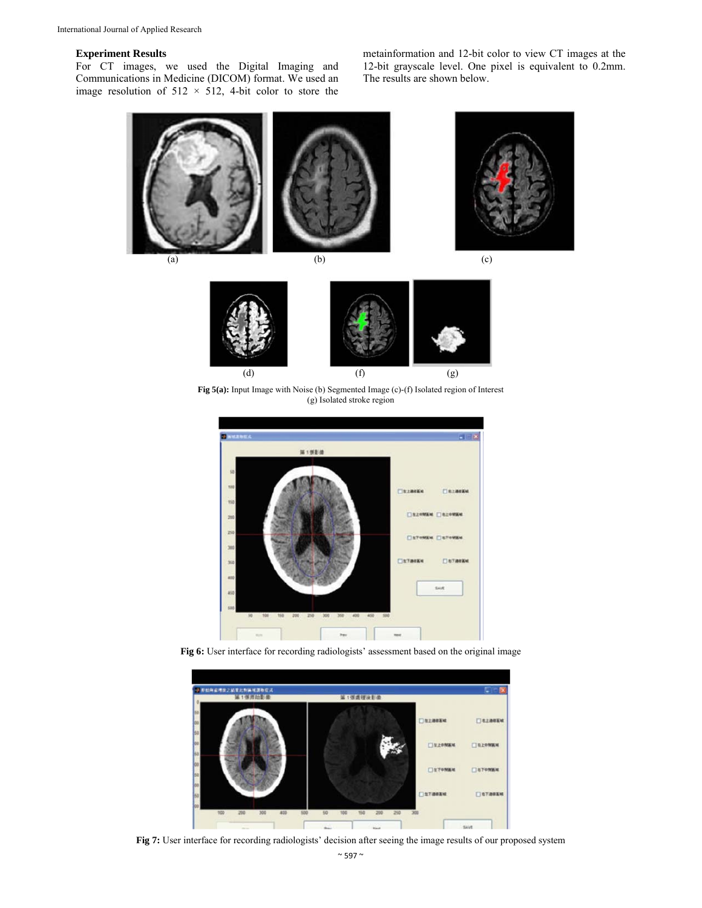### Experiment Results

For CT images, we used the Digital Imaging and Communications in Medicine (DICOM) format. We used an image resolution of 512 × 512, 4-bit color to store the metainformation and 12-bit color to view CT images at the 12-bit grayscale level. One pixel is equivalent to 0.2mm. The results are shown below.

(a) (b) (c)

(d) (f) (g)

**Fig 5(a):** Input Image with Noise (b) Segmented Image (c)-(f) Isolated region of Interest (g) Isolated stroke region

**Fig 6:** User interface for recording radiologists' assessment based on the original image

**Fig 7:** User interface for recording radiologists' decision after seeing the image results of our proposed system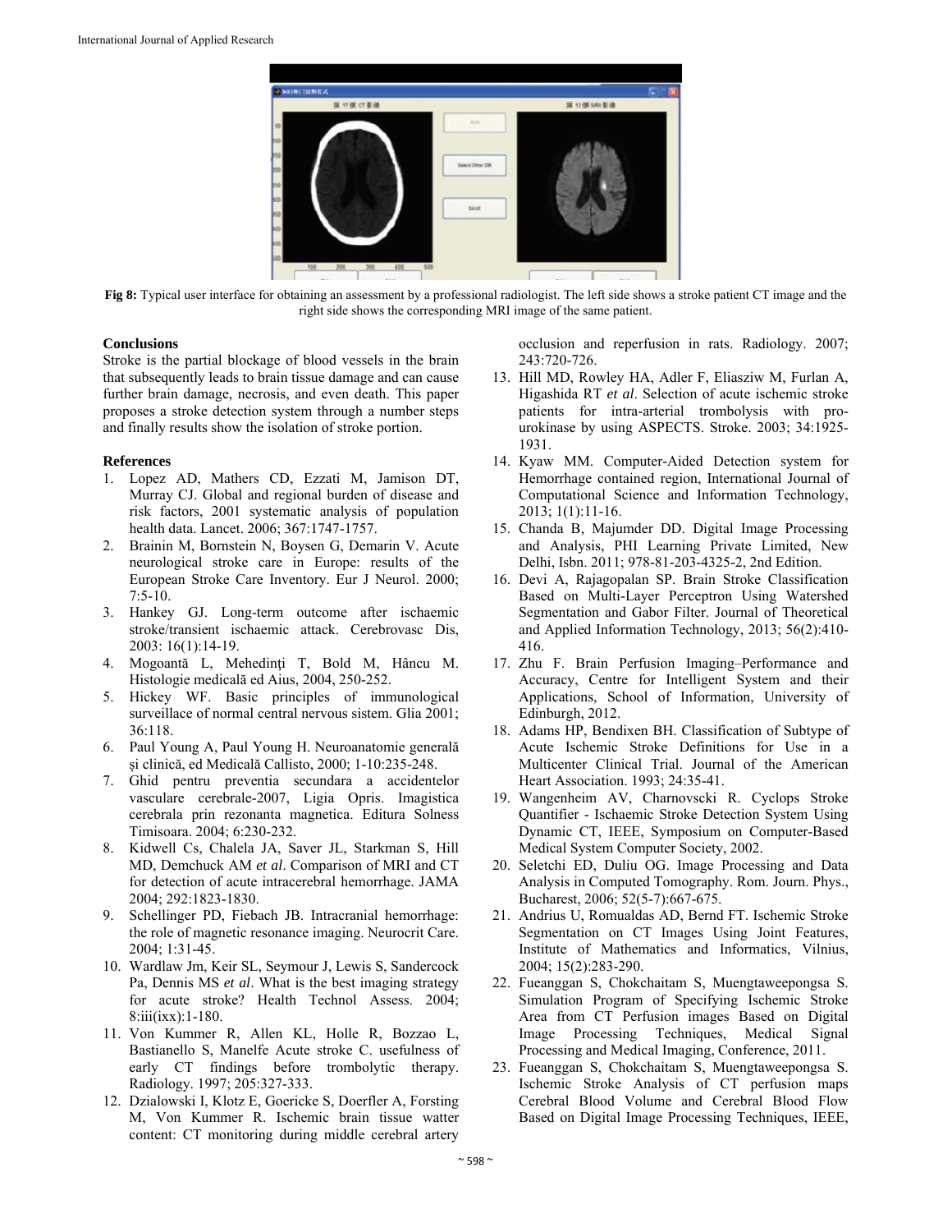**Fig 8:** Typical user interface for obtaining an assessment by a professional radiologist. The left side shows a stroke patient CT image and the right side shows the corresponding MRI image of the same patient.

## Conclusions

Stroke is the partial blockage of blood vessels in the brain that subsequently leads to brain tissue damage and can cause further brain damage, necrosis, and even death. This paper proposes a stroke detection system through a number steps and finally results show the isolation of stroke portion.

## References

1. Lopez AD, Mathers CD, Ezzati M, Jamison DT, Murray CJ. Global and regional burden of disease and risk factors, 2001 systematic analysis of population health data. Lancet. 2006; 367:1747-1757.
2. Brainin M, Bornstein N, Boysen G, Demarin V. Acute neurological stroke care in Europe: results of the European Stroke Care Inventory. Eur J Neurol. 2000; 7:5-10.
3. Hankey GJ. Long-term outcome after ischaemic stroke/transient ischaemic attack. Cerebrovasc Dis, 2003: 16(1):14-19.
4. Mogoantă L, Mehedinți T, Bold M, Hâncu M. Histologie medicală ed Aius, 2004, 250-252.
5. Hickey WF. Basic principles of immunological surveillace of normal central nervous sistem. Glia 2001; 36:118.
6. Paul Young A, Paul Young H. Neuroanatomie generală și clinică, ed Medicală Callisto, 2000; 1-10:235-248.
7. Ghid pentru preventia secundara a accidentelor vasculare cerebrale-2007, Ligia Opris. Imagistica cerebrala prin rezonanta magnetica. Editura Solness Timisoara. 2004; 6:230-232.
8. Kidwell Cs, Chalela JA, Saver JL, Starkman S, Hill MD, Demchuck AM *et al*. Comparison of MRI and CT for detection of acute intracerebral hemorrhage. JAMA 2004; 292:1823-1830.
9. Schellinger PD, Fiebach JB. Intracranial hemorrhage: the role of magnetic resonance imaging. Neurocrit Care. 2004; 1:31-45.
10. Wardlaw Jm, Keir SL, Seymour J, Lewis S, Sandercock Pa, Dennis MS *et al*. What is the best imaging strategy for acute stroke? Health Technol Assess. 2004; 8:iii(ixx):1-180.
11. Von Kummer R, Allen KL, Holle R, Bozzao L, Bastianello S, Manelfe Acute stroke C. usefulness of early CT findings before trombolytic therapy. Radiology. 1997; 205:327-333.
12. Dzialowski I, Klotz E, Goericke S, Doerfler A, Forsting M, Von Kummer R. Ischemic brain tissue watter content: CT monitoring during middle cerebral artery occlusion and reperfusion in rats. Radiology. 2007; 243:720-726.
13. Hill MD, Rowley HA, Adler F, Eliaszw M, Furlan A, Higashida RT *et al*. Selection of acute ischemic stroke patients for intra-arterial trombolysis with pro-urokinase by using ASPECTS. Stroke. 2003; 34:1925-1931.
14. Kyaw MM. Computer-Aided Detection system for Hemorrhage contained region, International Journal of Computational Science and Information Technology, 2013; 1(1):11-16.
15. Chanda B, Majumder DD. Digital Image Processing and Analysis, PHI Learning Private Limited, New Delhi, Isbn. 2011; 978-81-203-4325-2, 2nd Edition.
16. Devi A, Rajagopalan SP. Brain Stroke Classification Based on Multi-Layer Perceptron Using Watershed Segmentation and Gabor Filter. Journal of Theoretical and Applied Information Technology, 2013; 56(2):410-416.
17. Zhu F. Brain Perfusion Imaging–Performance and Accuracy, Centre for Intelligent System and their Applications, School of Information, University of Edinburgh, 2012.
18. Adams HP, Bendixen BH. Classification of Subtype of Acute Ischemic Stroke Definitions for Use in a Multicenter Clinical Trial. Journal of the American Heart Association. 1993; 24:35-41.
19. Wangenheim AV, Charnovscki R. Cyclops Stroke Quantifier - Ischaemic Stroke Detection System Using Dynamic CT, IEEE, Symposium on Computer-Based Medical System Computer Society, 2002.
20. Seletchi ED, Duliu OG. Image Processing and Data Analysis in Computed Tomography. Rom. Journ. Phys., Bucharest, 2006; 52(5-7):667-675.
21. Andrius U, Romualdas AD, Bernd FT. Ischemic Stroke Segmentation on CT Images Using Joint Features, Institute of Mathematics and Informatics, Vilnius, 2004; 15(2):283-290.
22. Fueanggan S, Chokchaitam S, Muengtaweepongsa S. Simulation Program of Specifying Ischemic Stroke Area from CT Perfusion images Based on Digital Image Processing Techniques, Medical Signal Processing and Medical Imaging, Conference, 2011.
23. Fueanggan S, Chokchaitam S, Muengtaweepongsa S. Ischemic Stroke Analysis of CT perfusion maps Cerebral Blood Volume and Cerebral Blood Flow Based on Digital Image Processing Techniques, IEEE,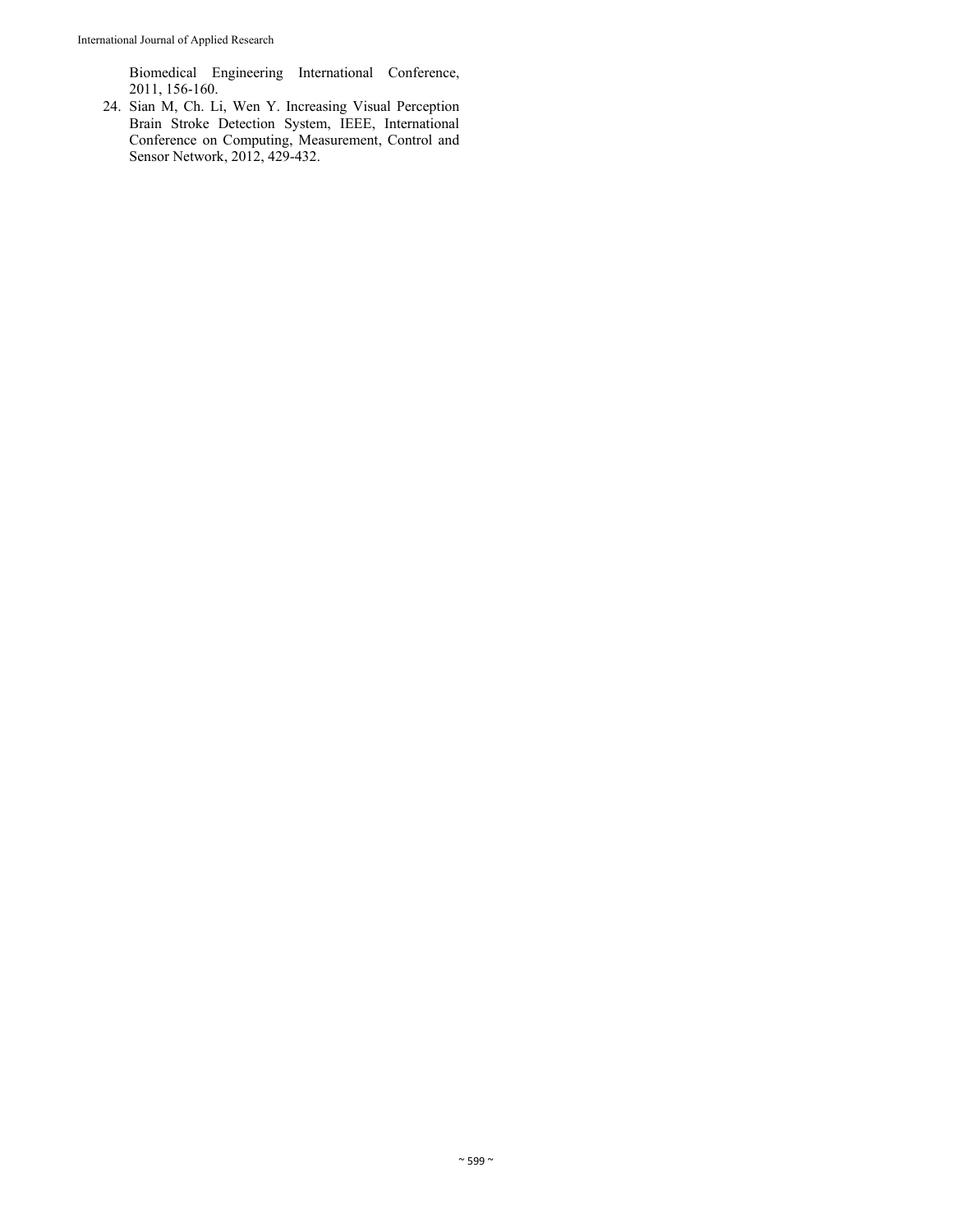Biomedical Engineering International Conference, 2011, 156-160.

24. Sian M, Ch. Li, Wen Y. Increasing Visual Perception Brain Stroke Detection System, IEEE, International Conference on Computing, Measurement, Control and Sensor Network, 2012, 429-432.